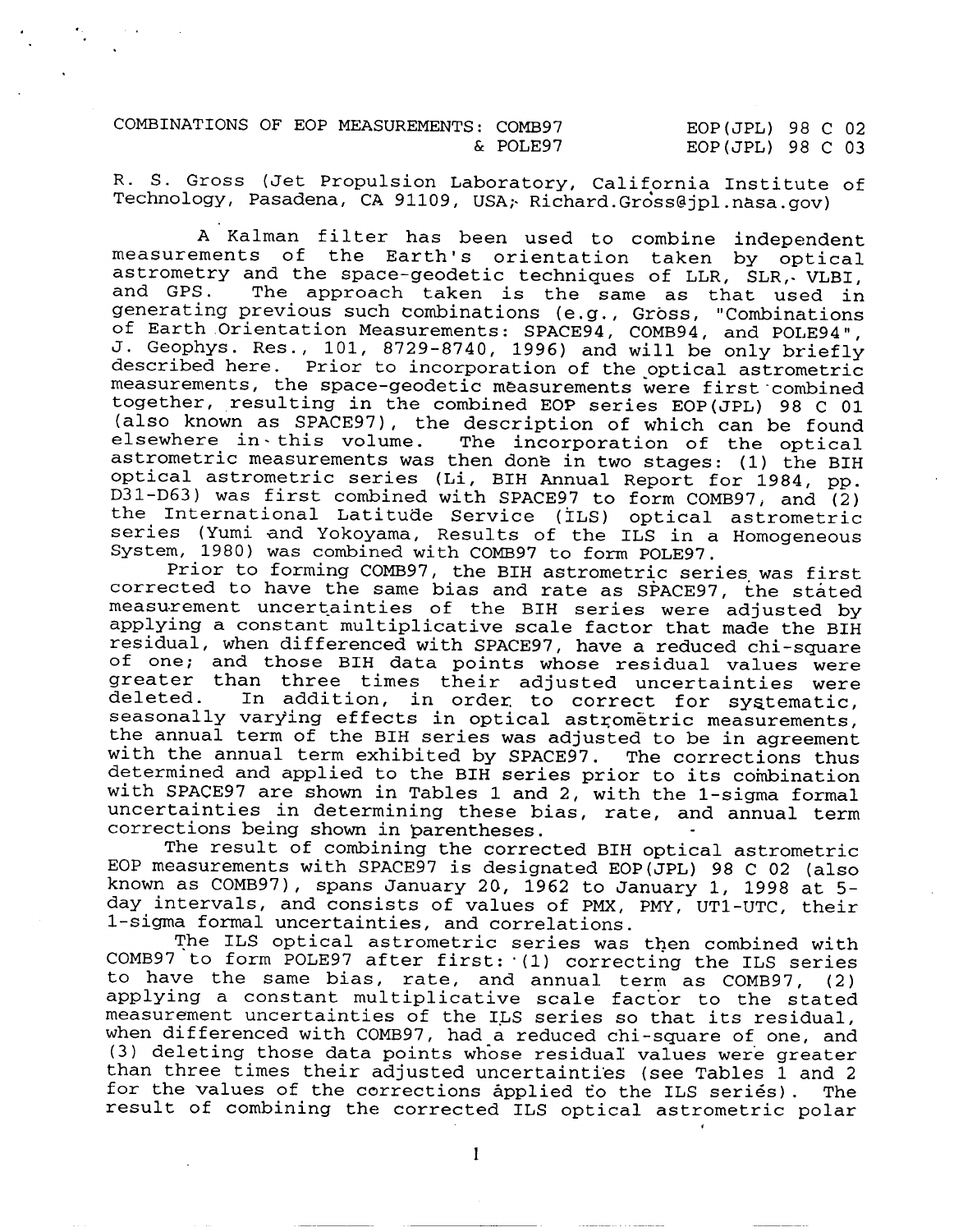COMBINATIONS OF EOP MEASUREMENTS: COMB97 & POLE97

EOP(JPL) 98 C 02
EOP(JPL) 98 C 03

R. S. Gross (Jet Propulsion Laboratory, California Institute of Technology, Pasadena, CA 91109, USA; Richard.Gross@jpl.nasa.gov)

A Kalman filter has been used to combine independent measurements of the Earth's orientation taken by optical astrometry and the space-geodetic techniques of LLR, SLR, VLBI, and GPS. The approach taken is the same as that used in generating previous such combinations (e.g., Gross, "Combinations of Earth Orientation Measurements: SPACE94, COMB94, and POLE94", J. Geophys. Res., 101, 8729-8740, 1996) and will be only briefly described here. Prior to incorporation of the optical astrometric measurements, the space-geodetic measurements were first combined together, resulting in the combined EOP series EOP(JPL) 98 C 01 (also known as SPACE97), the description of which can be found elsewhere in this volume. The incorporation of the optical astrometric measurements was then done in two stages: (1) the BIH optical astrometric series (Li, BIH Annual Report for 1984, pp. D31-D63) was first combined with SPACE97 to form COMB97, and (2) the International Latitude Service (ILS) optical astrometric series (Yumi and Yokoyama, Results of the ILS in a Homogeneous System, 1980) was combined with COMB97 to form POLE97.

Prior to forming COMB97, the BIH astrometric series was first corrected to have the same bias and rate as SPACE97, the stated measurement uncertainties of the BIH series were adjusted by applying a constant multiplicative scale factor that made the BIH residual, when differenced with SPACE97, have a reduced chi-square of one; and those BIH data points whose residual values were greater than three times their adjusted uncertainties were deleted. In addition, in order to correct for systematic, seasonally varying effects in optical astrometric measurements, the annual term of the BIH series was adjusted to be in agreement with the annual term exhibited by SPACE97. The corrections thus determined and applied to the BIH series prior to its combination with SPACE97 are shown in Tables 1 and 2, with the 1-sigma formal uncertainties in determining these bias, rate, and annual term corrections being shown in parentheses.

The result of combining the corrected BIH optical astrometric EOP measurements with SPACE97 is designated EOP(JPL) 98 C 02 (also known as COMB97), spans January 20, 1962 to January 1, 1998 at 5-day intervals, and consists of values of PMX, PMY, UT1-UTC, their 1-sigma formal uncertainties, and correlations.

The ILS optical astrometric series was then combined with COMB97 to form POLE97 after first: (1) correcting the ILS series to have the same bias, rate, and annual term as COMB97, (2) applying a constant multiplicative scale factor to the stated measurement uncertainties of the ILS series so that its residual, when differenced with COMB97, had a reduced chi-square of one, and (3) deleting those data points whose residual values were greater than three times their adjusted uncertainties (see Tables 1 and 2 for the values of the corrections applied to the ILS series). The result of combining the corrected ILS optical astrometric polar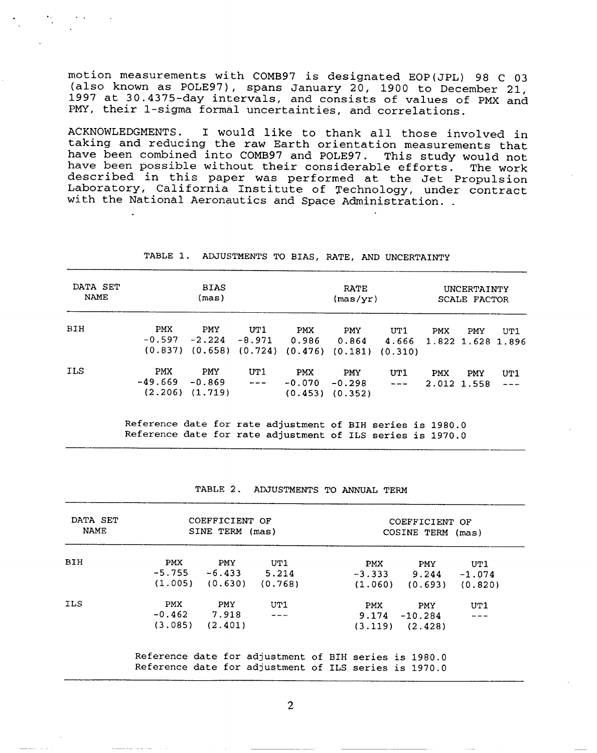motion measurements with COMB97 is designated EOP(JPL) 98 C 03 (also known as POLE97), spans January 20, 1900 to December 21, 1997 at 30.4375-day intervals, and consists of values of PMX and PMY, their 1-sigma formal uncertainties, and correlations.

ACKNOWLEDGMENTS. I would like to thank all those involved in taking and reducing the raw Earth orientation measurements that have been combined into COMB97 and POLE97. This study would not have been possible without their considerable efforts. The work described in this paper was performed at the Jet Propulsion Laboratory, California Institute of Technology, under contract with the National Aeronautics and Space Administration.

TABLE 1. ADJUSTMENTS TO BIAS, RATE, AND UNCERTAINTY

| DATA SET NAME | BIAS (mas) | | | RATE (mas/yr) | | | UNCERTAINTY SCALE FACTOR | | |
|---|---|---|---|---|---|---|---|---|---|
| | PMX | PMY | UT1 | PMX | PMY | UT1 | PMX | PMY | UT1 |
| BIH | -0.597 | -2.224 | -8.971 | 0.986 | 0.864 | 4.666 | 1.822 | 1.628 | 1.896 |
| | (0.837) | (0.658) | (0.724) | (0.476) | (0.181) | (0.310) | | | |
| ILS | -49.669 | -0.869 | --- | -0.070 | -0.298 | --- | 2.012 | 1.558 | --- |
| | (2.206) | (1.719) | | (0.453) | (0.352) | | | | |

Reference date for rate adjustment of BIH series is 1980.0
Reference date for rate adjustment of ILS series is 1970.0

TABLE 2. ADJUSTMENTS TO ANNUAL TERM

| DATA SET NAME | COEFFICIENT OF SINE TERM (mas) | | | COEFFICIENT OF COSINE TERM (mas) | | |
|---|---|---|---|---|---|---|
| | PMX | PMY | UT1 | PMX | PMY | UT1 |
| BIH | -5.755 | -6.433 | 5.214 | -3.333 | 9.244 | -1.074 |
| | (1.005) | (0.630) | (0.768) | (1.060) | (0.693) | (0.820) |
| ILS | -0.462 | 7.918 | --- | 9.174 | -10.284 | --- |
| | (3.085) | (2.401) | | (3.119) | (2.428) | |

Reference date for adjustment of BIH series is 1980.0
Reference date for adjustment of ILS series is 1970.0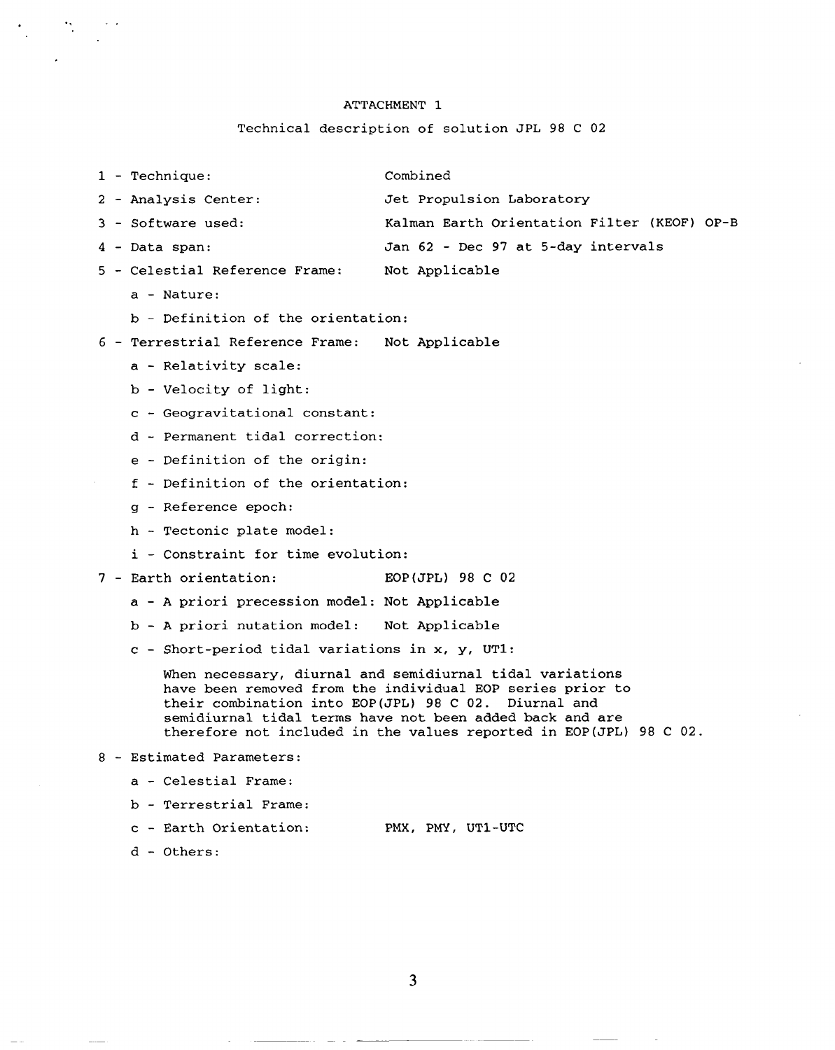ATTACHMENT 1

Technical description of solution JPL 98 C 02

1 - Technique: Combined

2 - Analysis Center: Jet Propulsion Laboratory

3 - Software used: Kalman Earth Orientation Filter (KEOF) OP-B

4 - Data span: Jan 62 - Dec 97 at 5-day intervals

5 - Celestial Reference Frame: Not Applicable

- a - Nature:
- b - Definition of the orientation:

6 - Terrestrial Reference Frame: Not Applicable

- a - Relativity scale:
- b - Velocity of light:
- c - Geogravitational constant:
- d - Permanent tidal correction:
- e - Definition of the origin:
- f - Definition of the orientation:
- g - Reference epoch:
- h - Tectonic plate model:
- i - Constraint for time evolution:

7 - Earth orientation: EOP(JPL) 98 C 02

- a - A priori precession model: Not Applicable
- b - A priori nutation model: Not Applicable
- c - Short-period tidal variations in x, y, UT1:

  When necessary, diurnal and semidiurnal tidal variations have been removed from the individual EOP series prior to their combination into EOP(JPL) 98 C 02. Diurnal and semidiurnal tidal terms have not been added back and are therefore not included in the values reported in EOP(JPL) 98 C 02.

8 - Estimated Parameters:

- a - Celestial Frame:
- b - Terrestrial Frame:
- c - Earth Orientation: PMX, PMY, UT1-UTC
- d - Others: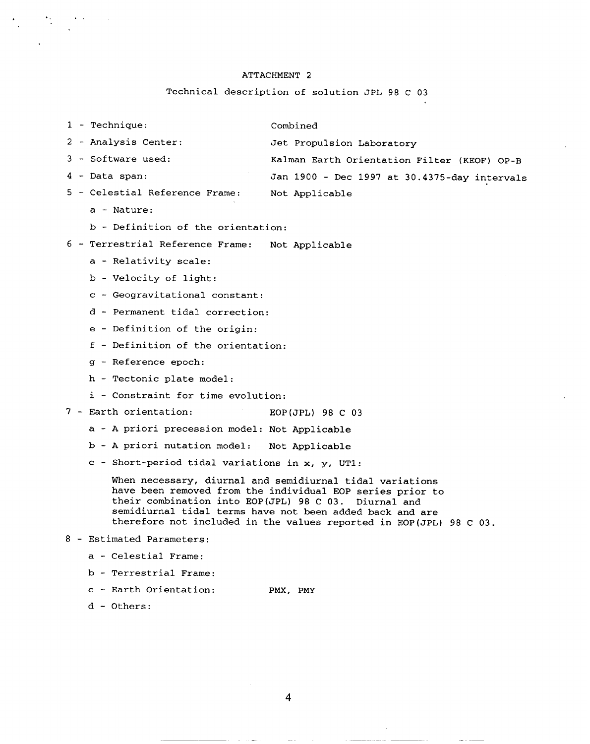# ATTACHMENT 2

## Technical description of solution JPL 98 C 03

1 - Technique: Combined

2 - Analysis Center: Jet Propulsion Laboratory

3 - Software used: Kalman Earth Orientation Filter (KEOF) OP-B

4 - Data span: Jan 1900 - Dec 1997 at 30.4375-day intervals

5 - Celestial Reference Frame: Not Applicable

- a - Nature:
- b - Definition of the orientation:

6 - Terrestrial Reference Frame: Not Applicable

- a - Relativity scale:
- b - Velocity of light:
- c - Geogravitational constant:
- d - Permanent tidal correction:
- e - Definition of the origin:
- f - Definition of the orientation:
- g - Reference epoch:
- h - Tectonic plate model:
- i - Constraint for time evolution:

7 - Earth orientation: EOP(JPL) 98 C 03

- a - A priori precession model: Not Applicable
- b - A priori nutation model: Not Applicable
- c - Short-period tidal variations in x, y, UT1:

  When necessary, diurnal and semidiurnal tidal variations have been removed from the individual EOP series prior to their combination into EOP(JPL) 98 C 03. Diurnal and semidiurnal tidal terms have not been added back and are therefore not included in the values reported in EOP(JPL) 98 C 03.

8 - Estimated Parameters:

- a - Celestial Frame:
- b - Terrestrial Frame:
- c - Earth Orientation: PMX, PMY
- d - Others: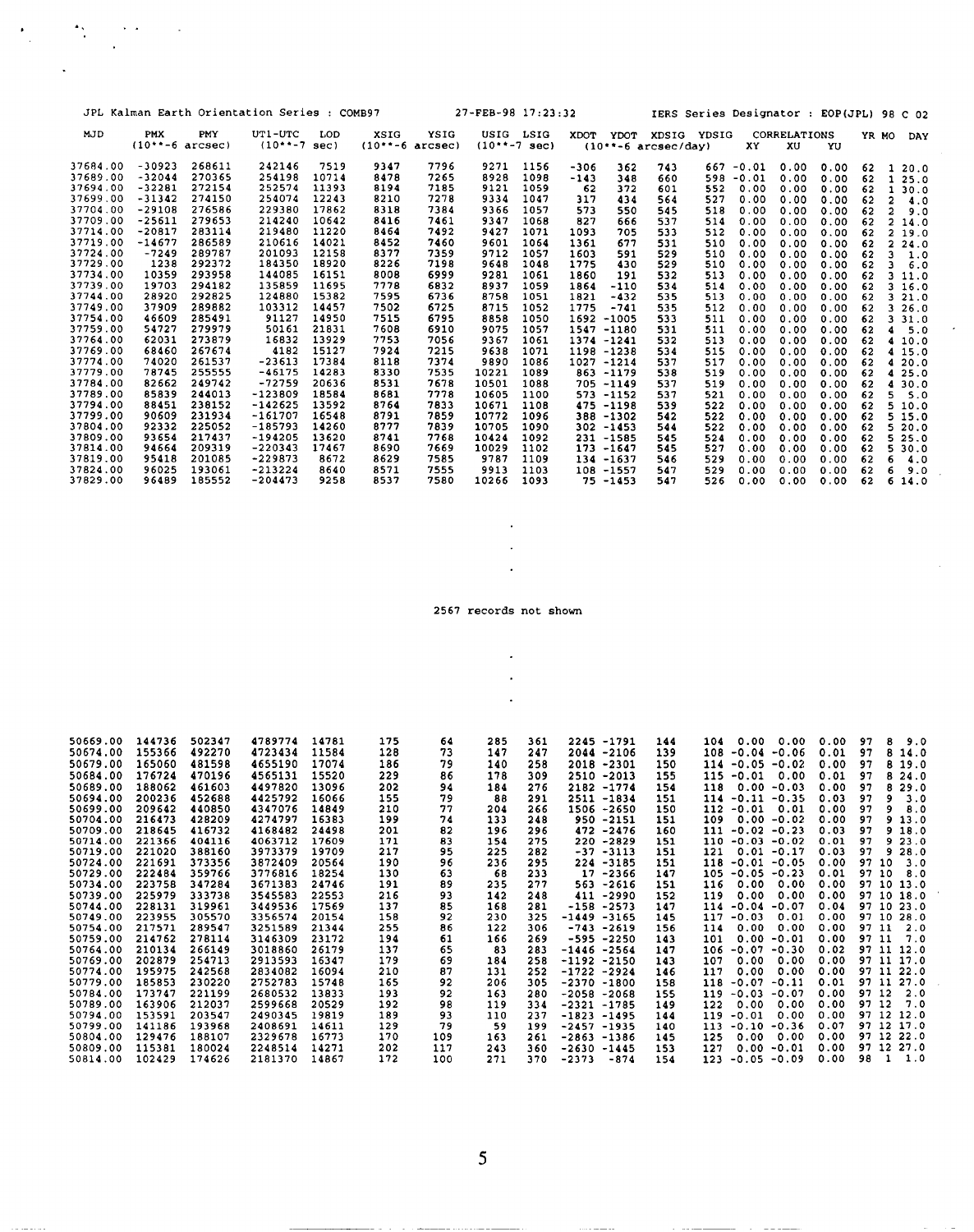JPL Kalman Earth Orientation Series : COMB97 27-FEB-98 17:23:32 IERS Series Designator : EOP(JPL) 98 C 02

| MJD | PMX | PMY | UT1-UTC | LOD | XSIG | YSIG | USIG | LSIG | XDOT | YDOT | XDSIG | YDSIG | CORRELATIONS | | | YR | MO | DAY |
|---|---|---|---|---|---|---|---|---|---|---|---|---|---|---|---|---|---|---|
| | (10**-6 arcsec) | | (10**-7 sec) | | (10**-6 arcsec) | | (10**-7 sec) | | (10**-6 arcsec/day) | | | | XY | XU | YU | | | |
| 37684.00 | -30923 | 268611 | 242146 | 7519 | 9347 | 7796 | 9271 | 1156 | -306 | 362 | 743 | 667 | -0.01 | 0.00 | 0.00 | 62 | 1 | 20.0 |
| 37689.00 | -32044 | 270365 | 254198 | 10714 | 8478 | 7265 | 8928 | 1098 | -143 | 348 | 660 | 598 | -0.01 | 0.00 | 0.00 | 62 | 1 | 25.0 |
| 37694.00 | -32281 | 272154 | 252574 | 11393 | 8194 | 7185 | 9121 | 1059 | 62 | 372 | 601 | 552 | 0.00 | 0.00 | 0.00 | 62 | 1 | 30.0 |
| 37699.00 | -31342 | 274150 | 254074 | 12243 | 8210 | 7278 | 9334 | 1047 | 317 | 434 | 564 | 527 | 0.00 | 0.00 | 0.00 | 62 | 2 | 4.0 |
| 37704.00 | -29108 | 276586 | 229380 | 17862 | 8318 | 7384 | 9366 | 1057 | 573 | 550 | 545 | 518 | 0.00 | 0.00 | 0.00 | 62 | 2 | 9.0 |
| 37709.00 | -25611 | 279653 | 214240 | 10642 | 8416 | 7461 | 9347 | 1068 | 827 | 666 | 537 | 514 | 0.00 | 0.00 | 0.00 | 62 | 2 | 14.0 |
| 37714.00 | -20817 | 283114 | 219480 | 11220 | 8464 | 7492 | 9427 | 1071 | 1093 | 705 | 533 | 512 | 0.00 | 0.00 | 0.00 | 62 | 2 | 19.0 |
| 37719.00 | -14677 | 286589 | 210616 | 14021 | 8452 | 7460 | 9601 | 1064 | 1361 | 677 | 531 | 510 | 0.00 | 0.00 | 0.00 | 62 | 2 | 24.0 |
| 37724.00 | -7249 | 289787 | 201093 | 12158 | 8377 | 7359 | 9712 | 1057 | 1603 | 591 | 529 | 510 | 0.00 | 0.00 | 0.00 | 62 | 3 | 1.0 |
| 37729.00 | 1238 | 292372 | 184350 | 18920 | 8226 | 7198 | 9648 | 1048 | 1775 | 430 | 529 | 510 | 0.00 | 0.00 | 0.00 | 62 | 3 | 6.0 |
| 37734.00 | 10359 | 293958 | 144085 | 16151 | 8008 | 6999 | 9281 | 1061 | 1860 | 191 | 532 | 513 | 0.00 | 0.00 | 0.00 | 62 | 3 | 11.0 |
| 37739.00 | 19703 | 294182 | 135859 | 11695 | 7778 | 6832 | 8937 | 1059 | 1864 | -110 | 534 | 514 | 0.00 | 0.00 | 0.00 | 62 | 3 | 16.0 |
| 37744.00 | 28920 | 292825 | 124880 | 15382 | 7595 | 6736 | 8758 | 1051 | 1821 | -432 | 535 | 513 | 0.00 | 0.00 | 0.00 | 62 | 3 | 21.0 |
| 37749.00 | 37909 | 289882 | 103312 | 14457 | 7502 | 6725 | 8715 | 1052 | 1775 | -741 | 535 | 512 | 0.00 | 0.00 | 0.00 | 62 | 3 | 26.0 |
| 37754.00 | 46609 | 285491 | 91127 | 14950 | 7515 | 6795 | 8858 | 1050 | 1692 | -1005 | 533 | 511 | 0.00 | 0.00 | 0.00 | 62 | 3 | 31.0 |
| 37759.00 | 54727 | 279979 | 50161 | 21831 | 7608 | 6910 | 9075 | 1057 | 1547 | -1180 | 531 | 511 | 0.00 | 0.00 | 0.00 | 62 | 4 | 5.0 |
| 37764.00 | 62031 | 273879 | 16832 | 13929 | 7753 | 7056 | 9367 | 1061 | 1374 | -1241 | 532 | 513 | 0.00 | 0.00 | 0.00 | 62 | 4 | 10.0 |
| 37769.00 | 68460 | 267674 | 4182 | 15127 | 7924 | 7215 | 9638 | 1071 | 1198 | -1238 | 534 | 515 | 0.00 | 0.00 | 0.00 | 62 | 4 | 15.0 |
| 37774.00 | 74020 | 261537 | -23613 | 17384 | 8118 | 7374 | 9890 | 1086 | 1027 | -1214 | 537 | 517 | 0.00 | 0.00 | 0.00 | 62 | 4 | 20.0 |
| 37779.00 | 78745 | 255555 | -46175 | 14283 | 8330 | 7535 | 10221 | 1089 | 863 | -1179 | 538 | 519 | 0.00 | 0.00 | 0.00 | 62 | 4 | 25.0 |
| 37784.00 | 82662 | 249742 | -72759 | 20636 | 8531 | 7678 | 10501 | 1088 | 705 | -1149 | 537 | 519 | 0.00 | 0.00 | 0.00 | 62 | 4 | 30.0 |
| 37789.00 | 85839 | 244013 | -123809 | 18584 | 8681 | 7778 | 10605 | 1100 | 573 | -1152 | 537 | 521 | 0.00 | 0.00 | 0.00 | 62 | 5 | 5.0 |
| 37794.00 | 88451 | 238152 | -142625 | 13592 | 8764 | 7833 | 10671 | 1108 | 475 | -1198 | 539 | 522 | 0.00 | 0.00 | 0.00 | 62 | 5 | 10.0 |
| 37799.00 | 90609 | 231934 | -161707 | 16548 | 8791 | 7859 | 10772 | 1096 | 388 | -1302 | 542 | 522 | 0.00 | 0.00 | 0.00 | 62 | 5 | 15.0 |
| 37804.00 | 92332 | 225052 | -185793 | 14260 | 8777 | 7839 | 10705 | 1090 | 302 | -1453 | 544 | 522 | 0.00 | 0.00 | 0.00 | 62 | 5 | 20.0 |
| 37809.00 | 93654 | 217437 | -194205 | 13620 | 8741 | 7768 | 10424 | 1092 | 231 | -1585 | 545 | 524 | 0.00 | 0.00 | 0.00 | 62 | 5 | 25.0 |
| 37814.00 | 94664 | 209319 | -220343 | 17467 | 8690 | 7669 | 10029 | 1102 | 173 | -1647 | 545 | 527 | 0.00 | 0.00 | 0.00 | 62 | 5 | 30.0 |
| 37819.00 | 95418 | 201085 | -229873 | 8672 | 8629 | 7585 | 9787 | 1109 | 134 | -1637 | 546 | 529 | 0.00 | 0.00 | 0.00 | 62 | 6 | 4.0 |
| 37824.00 | 96025 | 193061 | -213224 | 8640 | 8571 | 7555 | 9913 | 1103 | 108 | -1557 | 547 | 529 | 0.00 | 0.00 | 0.00 | 62 | 6 | 9.0 |
| 37829.00 | 96489 | 185552 | -204473 | 9258 | 8537 | 7580 | 10266 | 1093 | 75 | -1453 | 547 | 526 | 0.00 | 0.00 | 0.00 | 62 | 6 | 14.0 |

.
.
.

2567 records not shown

.
.
.

| | | | | | | | | | | | | | | | | | | |
|---|---|---|---|---|---|---|---|---|---|---|---|---|---|---|---|---|---|---|
| 50669.00 | 144736 | 502347 | 4789774 | 14781 | 175 | 64 | 285 | 361 | 2245 | -1791 | 144 | 104 | 0.00 | 0.00 | 0.00 | 97 | 8 | 9.0 |
| 50674.00 | 155366 | 492270 | 4723434 | 11584 | 128 | 73 | 147 | 247 | 2044 | -2106 | 139 | 108 | -0.04 | -0.06 | 0.01 | 97 | 8 | 14.0 |
| 50679.00 | 165060 | 481598 | 4655190 | 17074 | 186 | 79 | 140 | 258 | 2018 | -2301 | 150 | 114 | -0.05 | -0.02 | 0.00 | 97 | 8 | 19.0 |
| 50684.00 | 176724 | 470196 | 4565131 | 15520 | 229 | 86 | 178 | 309 | 2510 | -2013 | 155 | 115 | -0.01 | 0.00 | 0.01 | 97 | 8 | 24.0 |
| 50689.00 | 188062 | 461603 | 4497820 | 13096 | 202 | 94 | 184 | 276 | 2182 | -1774 | 154 | 118 | 0.00 | -0.03 | 0.00 | 97 | 8 | 29.0 |
| 50694.00 | 200236 | 452688 | 4425792 | 16066 | 155 | 79 | 88 | 291 | 2511 | -1834 | 151 | 114 | -0.11 | -0.35 | 0.03 | 97 | 9 | 3.0 |
| 50699.00 | 209642 | 440850 | 4347076 | 14849 | 210 | 77 | 204 | 266 | 1506 | -2650 | 150 | 112 | -0.01 | 0.01 | 0.00 | 97 | 9 | 8.0 |
| 50704.00 | 216473 | 428209 | 4274797 | 16383 | 199 | 74 | 133 | 248 | 950 | -2151 | 151 | 109 | 0.00 | -0.02 | 0.00 | 97 | 9 | 13.0 |
| 50709.00 | 218645 | 416732 | 4168482 | 24498 | 201 | 82 | 196 | 296 | 472 | -2476 | 160 | 111 | -0.02 | -0.23 | 0.03 | 97 | 9 | 18.0 |
| 50714.00 | 221366 | 404116 | 4063712 | 17609 | 171 | 83 | 154 | 275 | 220 | -2829 | 151 | 110 | -0.03 | -0.02 | 0.01 | 97 | 9 | 23.0 |
| 50719.00 | 221020 | 388160 | 3973379 | 19709 | 217 | 95 | 225 | 282 | -37 | -3113 | 151 | 121 | 0.01 | -0.17 | 0.03 | 97 | 9 | 28.0 |
| 50724.00 | 221691 | 373356 | 3872409 | 20564 | 190 | 96 | 236 | 295 | 224 | -3185 | 151 | 118 | -0.01 | -0.05 | 0.00 | 97 | 10 | 3.0 |
| 50729.00 | 222484 | 359766 | 3776816 | 18254 | 130 | 63 | 68 | 233 | 17 | -2366 | 147 | 105 | -0.05 | -0.23 | 0.01 | 97 | 10 | 8.0 |
| 50734.00 | 223758 | 347284 | 3671383 | 24746 | 191 | 89 | 235 | 277 | 563 | -2616 | 151 | 116 | 0.00 | 0.00 | 0.00 | 97 | 10 | 13.0 |
| 50739.00 | 225979 | 333738 | 3545583 | 22553 | 216 | 93 | 142 | 248 | 411 | -2990 | 152 | 119 | 0.00 | 0.00 | 0.00 | 97 | 10 | 18.0 |
| 50744.00 | 228131 | 319961 | 3449536 | 17569 | 137 | 85 | 168 | 281 | -158 | -2573 | 147 | 114 | -0.04 | -0.07 | 0.04 | 97 | 10 | 23.0 |
| 50749.00 | 223955 | 305570 | 3356574 | 20154 | 158 | 92 | 230 | 325 | -1449 | -3165 | 145 | 117 | -0.03 | 0.01 | 0.00 | 97 | 10 | 28.0 |
| 50754.00 | 217571 | 289547 | 3251589 | 21344 | 255 | 86 | 122 | 306 | -743 | -2619 | 156 | 114 | 0.00 | 0.00 | 0.00 | 97 | 11 | 2.0 |
| 50759.00 | 214762 | 278114 | 3146309 | 23172 | 194 | 61 | 166 | 269 | -595 | -2250 | 143 | 101 | 0.00 | -0.01 | 0.00 | 97 | 11 | 7.0 |
| 50764.00 | 210134 | 266149 | 3018860 | 26179 | 137 | 65 | 83 | 283 | -1446 | -2564 | 147 | 106 | -0.07 | -0.30 | 0.02 | 97 | 11 | 12.0 |
| 50769.00 | 202879 | 254713 | 2913593 | 16347 | 179 | 69 | 184 | 258 | -1192 | -2150 | 143 | 107 | 0.00 | 0.00 | 0.00 | 97 | 11 | 17.0 |
| 50774.00 | 195975 | 242568 | 2834082 | 16094 | 210 | 87 | 131 | 252 | -1722 | -2924 | 146 | 117 | 0.00 | 0.00 | 0.00 | 97 | 11 | 22.0 |
| 50779.00 | 185853 | 230220 | 2752783 | 15748 | 165 | 92 | 206 | 305 | -2370 | -1800 | 158 | 118 | -0.07 | -0.11 | 0.01 | 97 | 11 | 27.0 |
| 50784.00 | 173747 | 221199 | 2680532 | 13833 | 193 | 92 | 163 | 280 | -2058 | -2068 | 155 | 119 | -0.03 | -0.07 | 0.00 | 97 | 12 | 2.0 |
| 50789.00 | 163906 | 212037 | 2599668 | 20529 | 192 | 98 | 119 | 334 | -2321 | -1785 | 149 | 122 | 0.00 | 0.00 | 0.00 | 97 | 12 | 7.0 |
| 50794.00 | 153591 | 203547 | 2490345 | 19819 | 189 | 93 | 110 | 237 | -1823 | -1495 | 144 | 119 | -0.01 | 0.00 | 0.00 | 97 | 12 | 12.0 |
| 50799.00 | 141186 | 193968 | 2408691 | 14611 | 129 | 79 | 59 | 199 | -2457 | -1935 | 140 | 113 | -0.10 | -0.36 | 0.07 | 97 | 12 | 17.0 |
| 50804.00 | 129476 | 188107 | 2329678 | 16773 | 170 | 109 | 163 | 261 | -2863 | -1386 | 145 | 125 | 0.00 | 0.00 | 0.00 | 97 | 12 | 22.0 |
| 50809.00 | 115381 | 180024 | 2248514 | 14271 | 202 | 117 | 243 | 360 | -2630 | -1445 | 153 | 127 | 0.00 | -0.01 | 0.00 | 97 | 12 | 27.0 |
| 50814.00 | 102429 | 174626 | 2181370 | 14867 | 172 | 100 | 271 | 370 | -2373 | -874 | 154 | 123 | -0.05 | -0.09 | 0.00 | 98 | 1 | 1.0 |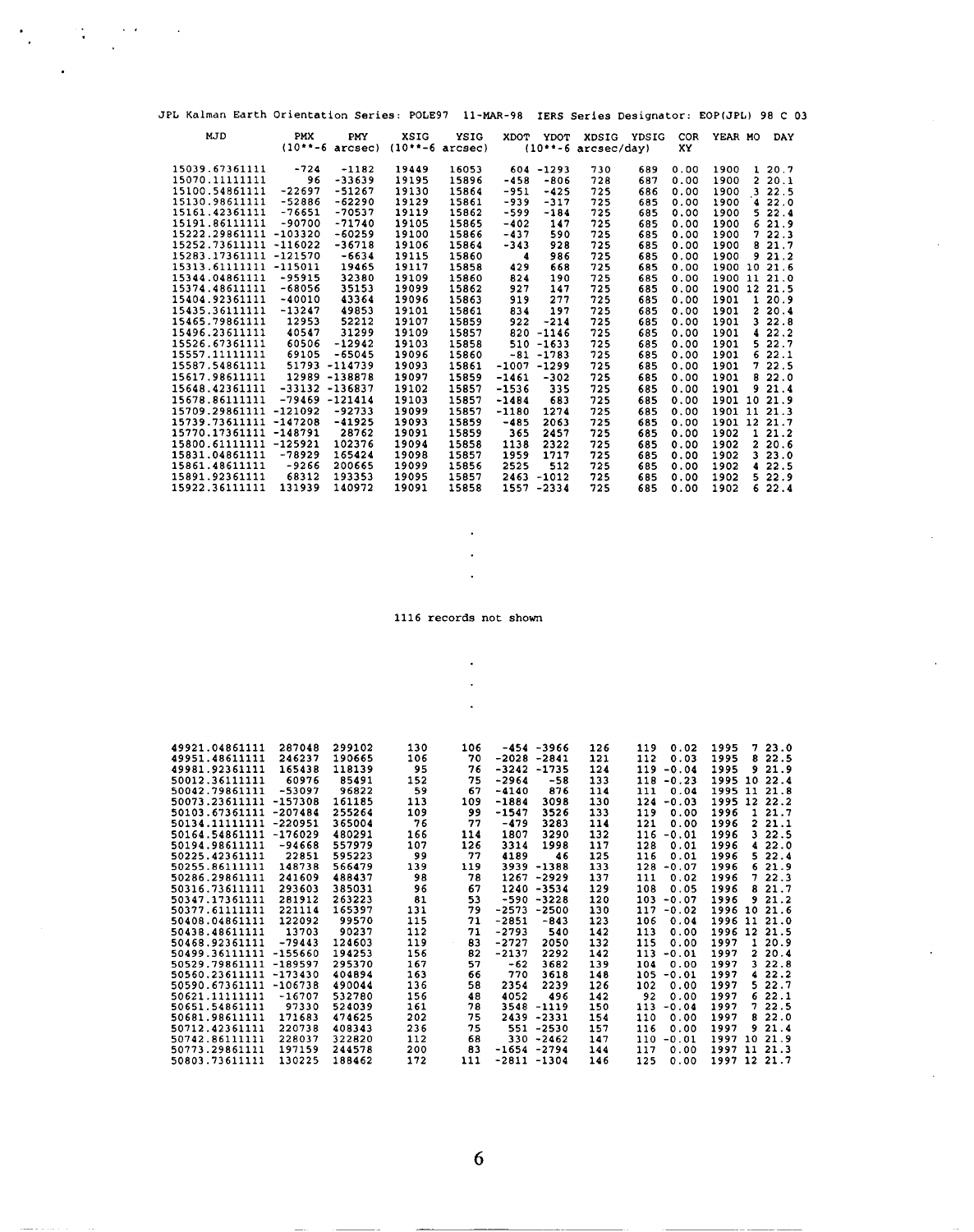JPL Kalman Earth Orientation Series: POLE97 11-MAR-98 IERS Series Designator: EOP(JPL) 98 C 03

| MJD | PMX | PMY | XSIG | YSIG | XDOT | YDOT | XDSIG | YDSIG | COR | YEAR | MO | DAY |
|---|---|---|---|---|---|---|---|---|---|---|---|---|
| | (10**-6 arcsec) | | (10**-6 arcsec) | | (10**-6 arcsec/day) | | | | XY | | | |
| 15039.67361111 | -724 | -1182 | 19449 | 16053 | 604 | -1293 | 730 | 689 | 0.00 | 1900 | 1 | 20.7 |
| 15070.11111111 | 96 | -33639 | 19195 | 15896 | -458 | -806 | 728 | 687 | 0.00 | 1900 | 2 | 20.1 |
| 15100.54861111 | -22697 | -51267 | 19130 | 15864 | -951 | -425 | 725 | 686 | 0.00 | 1900 | 3 | 22.5 |
| 15130.98611111 | -52886 | -62290 | 19129 | 15861 | -939 | -317 | 725 | 685 | 0.00 | 1900 | 4 | 22.0 |
| 15161.42361111 | -76651 | -70537 | 19119 | 15862 | -599 | -184 | 725 | 685 | 0.00 | 1900 | 5 | 22.4 |
| 15191.86111111 | -90700 | -71740 | 19105 | 15865 | -402 | 147 | 725 | 685 | 0.00 | 1900 | 6 | 21.9 |
| 15222.29861111 | -103320 | -60259 | 19100 | 15866 | -437 | 590 | 725 | 685 | 0.00 | 1900 | 7 | 22.3 |
| 15252.73611111 | -116022 | -36718 | 19106 | 15864 | -343 | 928 | 725 | 685 | 0.00 | 1900 | 8 | 21.7 |
| 15283.17361111 | -121570 | -6634 | 19115 | 15860 | 4 | 986 | 725 | 685 | 0.00 | 1900 | 9 | 21.2 |
| 15313.61111111 | -115011 | 19465 | 19117 | 15858 | 429 | 668 | 725 | 685 | 0.00 | 1900 | 10 | 21.6 |
| 15344.04861111 | -95915 | 32380 | 19109 | 15860 | 824 | 190 | 725 | 685 | 0.00 | 1900 | 11 | 21.0 |
| 15374.48611111 | -68056 | 35153 | 19099 | 15862 | 927 | 147 | 725 | 685 | 0.00 | 1900 | 12 | 21.5 |
| 15404.92361111 | -40010 | 43364 | 19096 | 15863 | 919 | 277 | 725 | 685 | 0.00 | 1901 | 1 | 20.9 |
| 15435.36111111 | -13247 | 49853 | 19101 | 15861 | 834 | 197 | 725 | 685 | 0.00 | 1901 | 2 | 20.4 |
| 15465.79861111 | 12953 | 52212 | 19107 | 15859 | 922 | -214 | 725 | 685 | 0.00 | 1901 | 3 | 22.8 |
| 15496.23611111 | 40547 | 31299 | 19109 | 15857 | 820 | -1146 | 725 | 685 | 0.00 | 1901 | 4 | 22.2 |
| 15526.67361111 | 60506 | -12942 | 19103 | 15858 | 510 | -1633 | 725 | 685 | 0.00 | 1901 | 5 | 22.7 |
| 15557.11111111 | 69105 | -65045 | 19096 | 15860 | -81 | -1783 | 725 | 685 | 0.00 | 1901 | 6 | 22.1 |
| 15587.54861111 | 51793 | -114739 | 19093 | 15861 | -1007 | -1299 | 725 | 685 | 0.00 | 1901 | 7 | 22.5 |
| 15617.98611111 | 12989 | -138878 | 19097 | 15859 | -1461 | -302 | 725 | 685 | 0.00 | 1901 | 8 | 22.0 |
| 15648.42361111 | -33132 | -136837 | 19102 | 15857 | -1536 | 335 | 725 | 685 | 0.00 | 1901 | 9 | 21.4 |
| 15678.86111111 | -79469 | -121414 | 19103 | 15857 | -1484 | 683 | 725 | 685 | 0.00 | 1901 | 10 | 21.9 |
| 15709.29861111 | -121092 | -92733 | 19099 | 15857 | -1180 | 1274 | 725 | 685 | 0.00 | 1901 | 11 | 21.3 |
| 15739.73611111 | -147208 | -41925 | 19093 | 15859 | -485 | 2063 | 725 | 685 | 0.00 | 1901 | 12 | 21.7 |
| 15770.17361111 | -148791 | 28762 | 19091 | 15859 | 365 | 2457 | 725 | 685 | 0.00 | 1902 | 1 | 21.2 |
| 15800.61111111 | -125921 | 102376 | 19094 | 15858 | 1138 | 2322 | 725 | 685 | 0.00 | 1902 | 2 | 20.6 |
| 15831.04861111 | -78929 | 165424 | 19098 | 15857 | 1959 | 1717 | 725 | 685 | 0.00 | 1902 | 3 | 23.0 |
| 15861.48611111 | -9266 | 200665 | 19099 | 15856 | 2525 | 512 | 725 | 685 | 0.00 | 1902 | 4 | 22.5 |
| 15891.92361111 | 68312 | 193353 | 19095 | 15857 | 2463 | -1012 | 725 | 685 | 0.00 | 1902 | 5 | 22.9 |
| 15922.36111111 | 131939 | 140972 | 19091 | 15858 | 1557 | -2334 | 725 | 685 | 0.00 | 1902 | 6 | 22.4 |

.
.
.

1116 records not shown

.
.
.

| | | | | | | | | | | | | |
|---|---|---|---|---|---|---|---|---|---|---|---|---|
| 49921.04861111 | 287048 | 299102 | 130 | 106 | -454 | -3966 | 126 | 119 | 0.02 | 1995 | 7 | 23.0 |
| 49951.48611111 | 246237 | 190665 | 106 | 70 | -2028 | -2841 | 121 | 112 | 0.03 | 1995 | 8 | 22.5 |
| 49981.92361111 | 165438 | 118139 | 95 | 76 | -3242 | -1735 | 124 | 119 | -0.04 | 1995 | 9 | 21.9 |
| 50012.36111111 | 60976 | 85491 | 152 | 75 | -2964 | -58 | 133 | 118 | -0.23 | 1995 | 10 | 22.4 |
| 50042.79861111 | -53097 | 96822 | 59 | 67 | -4140 | 876 | 114 | 111 | 0.04 | 1995 | 11 | 21.8 |
| 50073.23611111 | -157308 | 161185 | 113 | 109 | -1884 | 3098 | 130 | 124 | -0.03 | 1995 | 12 | 22.2 |
| 50103.67361111 | -207484 | 255264 | 109 | 99 | -1547 | 3526 | 133 | 119 | 0.00 | 1996 | 1 | 21.7 |
| 50134.11111111 | -220951 | 365004 | 76 | 77 | -479 | 3283 | 114 | 121 | 0.00 | 1996 | 2 | 21.1 |
| 50164.54861111 | -176029 | 480291 | 166 | 114 | 1807 | 3290 | 132 | 116 | -0.01 | 1996 | 3 | 22.5 |
| 50194.98611111 | -94668 | 557979 | 107 | 126 | 3314 | 1998 | 117 | 128 | 0.01 | 1996 | 4 | 22.0 |
| 50225.42361111 | 22851 | 595223 | 99 | 77 | 4189 | 46 | 125 | 116 | 0.01 | 1996 | 5 | 22.4 |
| 50255.86111111 | 148738 | 566479 | 139 | 119 | 3939 | -1388 | 133 | 128 | -0.07 | 1996 | 6 | 21.9 |
| 50286.29861111 | 241609 | 488437 | 98 | 78 | 1267 | -2929 | 137 | 111 | 0.02 | 1996 | 7 | 22.3 |
| 50316.73611111 | 293603 | 385031 | 96 | 67 | 1240 | -3534 | 129 | 108 | 0.05 | 1996 | 8 | 21.7 |
| 50347.17361111 | 281912 | 263223 | 81 | 53 | -590 | -3228 | 120 | 103 | -0.07 | 1996 | 9 | 21.2 |
| 50377.61111111 | 221114 | 165397 | 131 | 79 | -2573 | -2500 | 130 | 117 | -0.02 | 1996 | 10 | 21.6 |
| 50408.04861111 | 122092 | 99570 | 115 | 71 | -2851 | -843 | 123 | 106 | 0.04 | 1996 | 11 | 21.0 |
| 50438.48611111 | 13703 | 90237 | 112 | 71 | -2793 | 540 | 142 | 113 | 0.00 | 1996 | 12 | 21.5 |
| 50468.92361111 | -79443 | 124603 | 119 | 83 | -2727 | 2050 | 132 | 115 | 0.00 | 1997 | 1 | 20.9 |
| 50499.36111111 | -155660 | 194253 | 156 | 82 | -2137 | 2292 | 142 | 113 | -0.01 | 1997 | 2 | 20.4 |
| 50529.79861111 | -189597 | 295370 | 167 | 57 | -62 | 3682 | 139 | 104 | 0.00 | 1997 | 3 | 22.8 |
| 50560.23611111 | -173430 | 404894 | 163 | 66 | 770 | 3618 | 148 | 105 | -0.01 | 1997 | 4 | 22.2 |
| 50590.67361111 | -106738 | 490044 | 136 | 58 | 2354 | 2239 | 126 | 102 | 0.00 | 1997 | 5 | 22.7 |
| 50621.11111111 | -16707 | 532780 | 156 | 48 | 4052 | 496 | 142 | 92 | 0.00 | 1997 | 6 | 22.1 |
| 50651.54861111 | 97330 | 524039 | 161 | 78 | 3548 | -1119 | 150 | 113 | -0.04 | 1997 | 7 | 22.5 |
| 50681.98611111 | 171683 | 474625 | 202 | 75 | 2439 | -2331 | 154 | 110 | 0.00 | 1997 | 8 | 22.0 |
| 50712.42361111 | 220738 | 408343 | 236 | 75 | 551 | -2530 | 157 | 116 | 0.00 | 1997 | 9 | 21.4 |
| 50742.86111111 | 228037 | 322820 | 112 | 68 | 330 | -2462 | 147 | 110 | -0.01 | 1997 | 10 | 21.9 |
| 50773.29861111 | 197159 | 244578 | 200 | 83 | -1654 | -2794 | 144 | 117 | 0.00 | 1997 | 11 | 21.3 |
| 50803.73611111 | 130225 | 188462 | 172 | 111 | -2811 | -1304 | 146 | 125 | 0.00 | 1997 | 12 | 21.7 |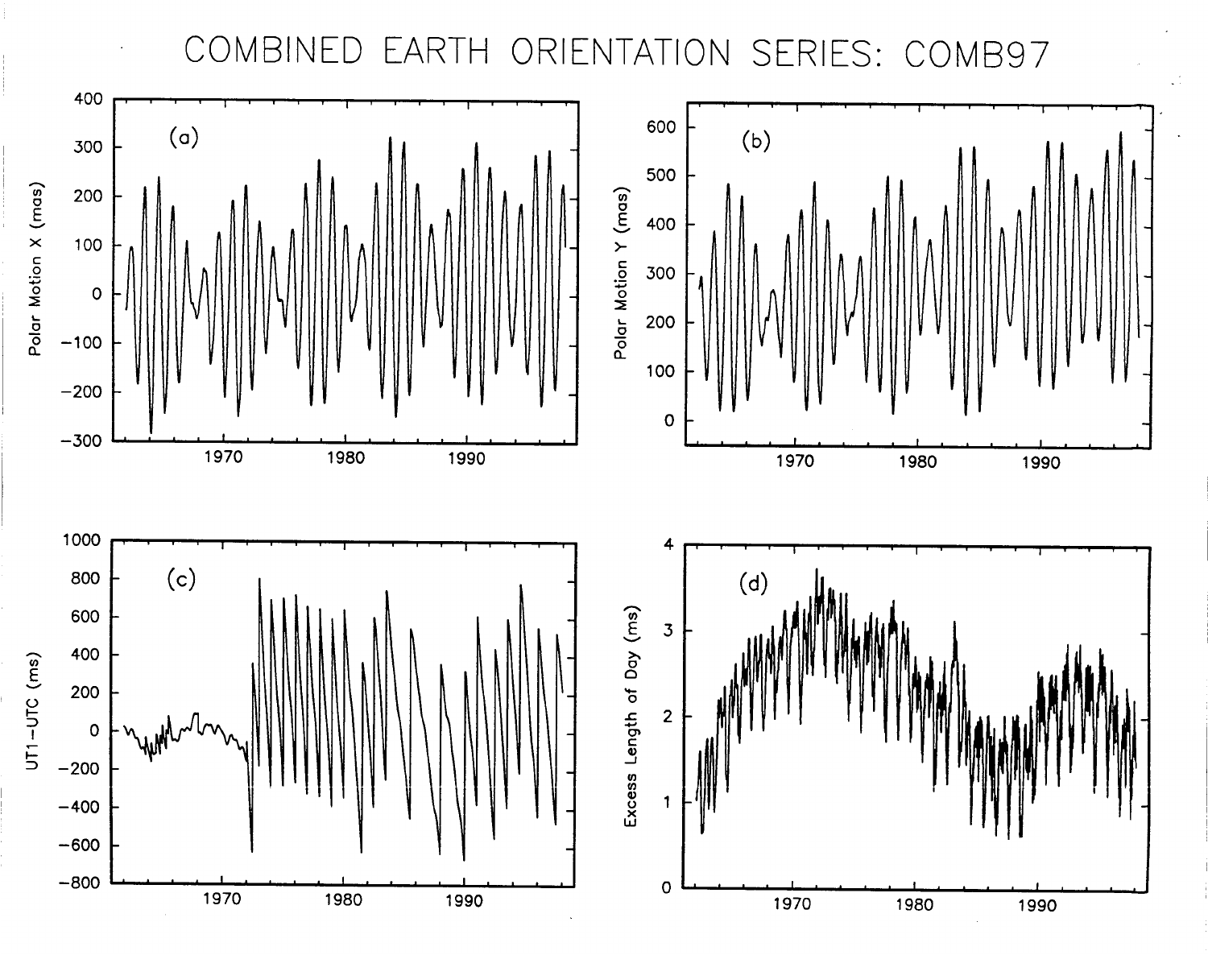# COMBINED EARTH ORIENTATION SERIES: COMB97

(a)

Polar Motion X (mas)

400
300
200
100
0
−100
−200
−300

1970
1980
1990

(b)

Polar Motion Y (mas)

600
500
400
300
200
100
0

1970
1980
1990

(c)

UT1−UTC (ms)

1000
800
600
400
200
0
−200
−400
−600
−800

1970
1980
1990

(d)

Excess Length of Day (ms)

4
3
2
1
0

1970
1980
1990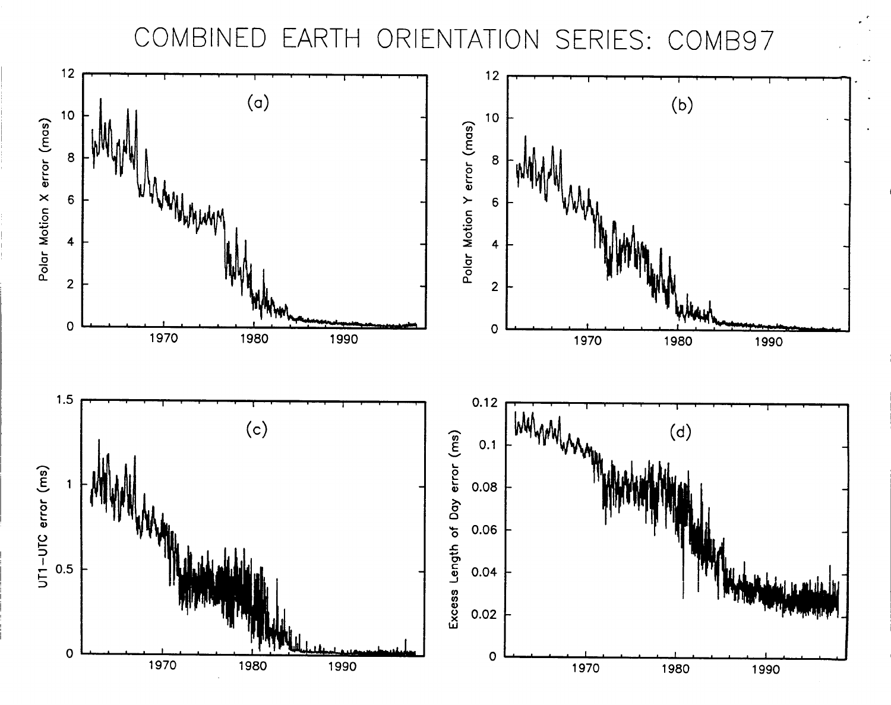# COMBINED EARTH ORIENTATION SERIES: COMB97

(a)

Polar Motion X error (mas)

0
2
4
6
8
10
12

1970
1980
1990

(b)

Polar Motion Y error (mas)

0
2
4
6
8
10
12

1970
1980
1990

(c)

UT1-UTC error (ms)

0
0.5
1
1.5

1970
1980
1990

(d)

Excess Length of Day error (ms)

0
0.02
0.04
0.06
0.08
0.1
0.12

1970
1980
1990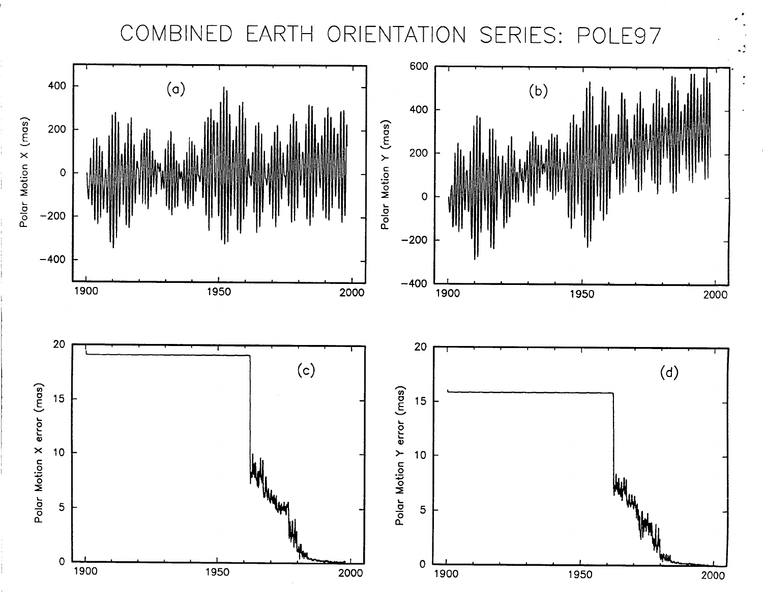# COMBINED EARTH ORIENTATION SERIES: POLE97

(a)

Polar Motion X (mas)

400
200
0
−200
−400

1900
1950
2000

(b)

Polar Motion Y (mas)

600
400
200
0
−200
−400

1900
1950
2000

(c)

Polar Motion X error (mas)

20
15
10
5
0

1900
1950
2000

(d)

Polar Motion Y error (mas)

20
15
10
5
0

1900
1950
2000